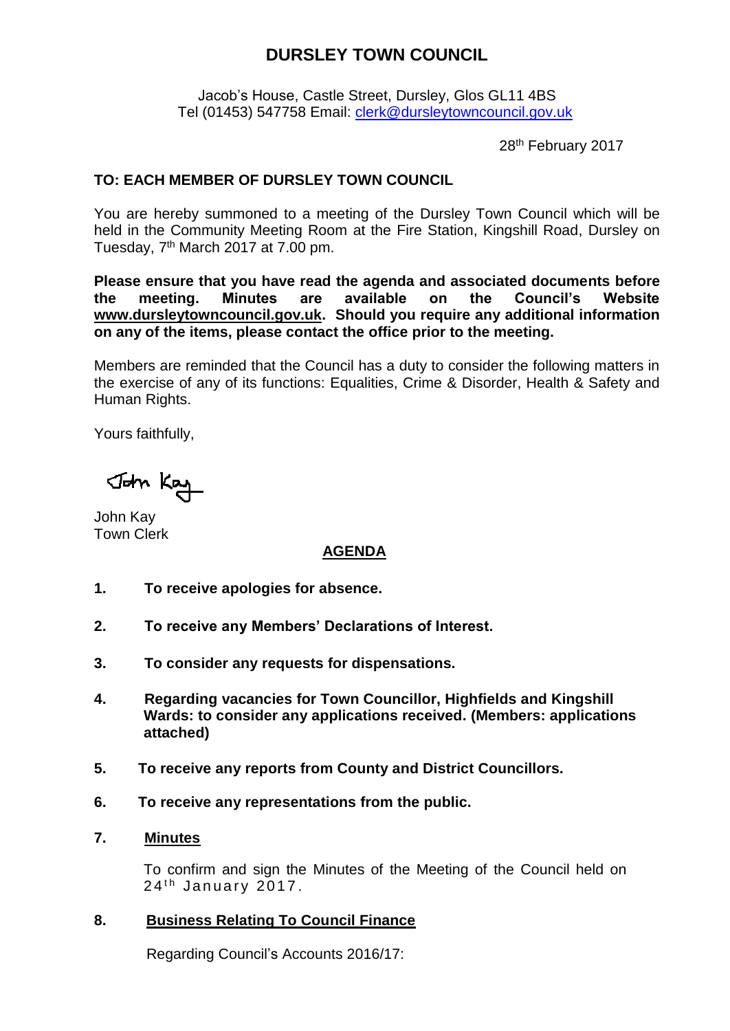# DURSLEY TOWN COUNCIL

Jacob's House, Castle Street, Dursley, Glos GL11 4BS
Tel (01453) 547758 Email: clerk@dursleytowncouncil.gov.uk

28th February 2017

**TO: EACH MEMBER OF DURSLEY TOWN COUNCIL**

You are hereby summoned to a meeting of the Dursley Town Council which will be held in the Community Meeting Room at the Fire Station, Kingshill Road, Dursley on Tuesday, 7th March 2017 at 7.00 pm.

**Please ensure that you have read the agenda and associated documents before the meeting. Minutes are available on the Council's Website www.dursleytowncouncil.gov.uk. Should you require any additional information on any of the items, please contact the office prior to the meeting.**

Members are reminded that the Council has a duty to consider the following matters in the exercise of any of its functions: Equalities, Crime & Disorder, Health & Safety and Human Rights.

Yours faithfully,

John Kay

John Kay
Town Clerk

## AGENDA

**1. To receive apologies for absence.**

**2. To receive any Members' Declarations of Interest.**

**3. To consider any requests for dispensations.**

**4. Regarding vacancies for Town Councillor, Highfields and Kingshill Wards: to consider any applications received. (Members: applications attached)**

**5. To receive any reports from County and District Councillors.**

**6. To receive any representations from the public.**

**7. Minutes**

To confirm and sign the Minutes of the Meeting of the Council held on 24th January 2017.

**8. Business Relating To Council Finance**

Regarding Council's Accounts 2016/17: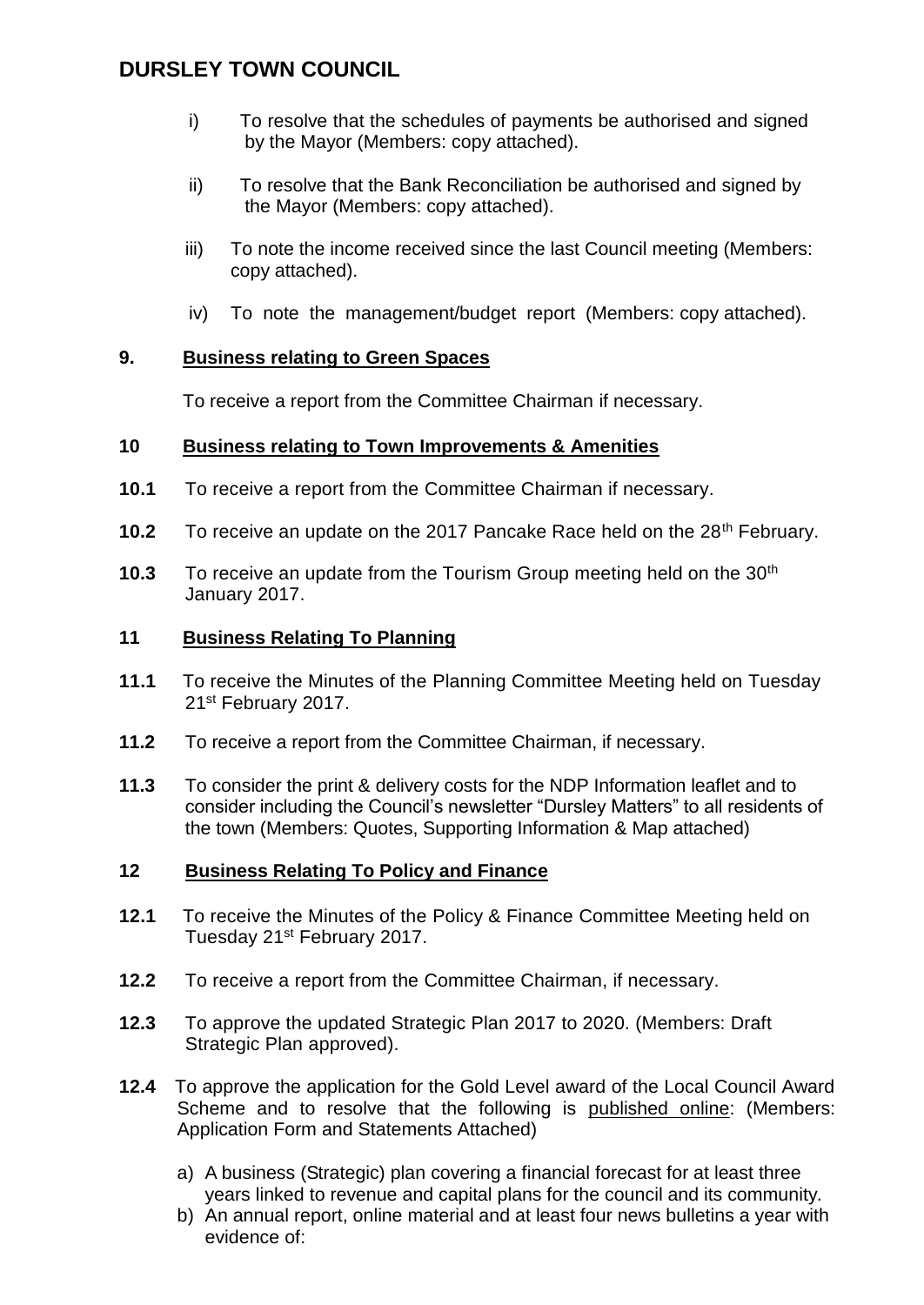i) To resolve that the schedules of payments be authorised and signed by the Mayor (Members: copy attached).

ii) To resolve that the Bank Reconciliation be authorised and signed by the Mayor (Members: copy attached).

iii) To note the income received since the last Council meeting (Members: copy attached).

iv) To note the management/budget report (Members: copy attached).

## 9. Business relating to Green Spaces

To receive a report from the Committee Chairman if necessary.

## 10 Business relating to Town Improvements & Amenities

**10.1** To receive a report from the Committee Chairman if necessary.

**10.2** To receive an update on the 2017 Pancake Race held on the 28th February.

**10.3** To receive an update from the Tourism Group meeting held on the 30th January 2017.

## 11 Business Relating To Planning

**11.1** To receive the Minutes of the Planning Committee Meeting held on Tuesday 21st February 2017.

**11.2** To receive a report from the Committee Chairman, if necessary.

**11.3** To consider the print & delivery costs for the NDP Information leaflet and to consider including the Council's newsletter "Dursley Matters" to all residents of the town (Members: Quotes, Supporting Information & Map attached)

## 12 Business Relating To Policy and Finance

**12.1** To receive the Minutes of the Policy & Finance Committee Meeting held on Tuesday 21st February 2017.

**12.2** To receive a report from the Committee Chairman, if necessary.

**12.3** To approve the updated Strategic Plan 2017 to 2020. (Members: Draft Strategic Plan approved).

**12.4** To approve the application for the Gold Level award of the Local Council Award Scheme and to resolve that the following is published online: (Members: Application Form and Statements Attached)

a) A business (Strategic) plan covering a financial forecast for at least three years linked to revenue and capital plans for the council and its community.
b) An annual report, online material and at least four news bulletins a year with evidence of: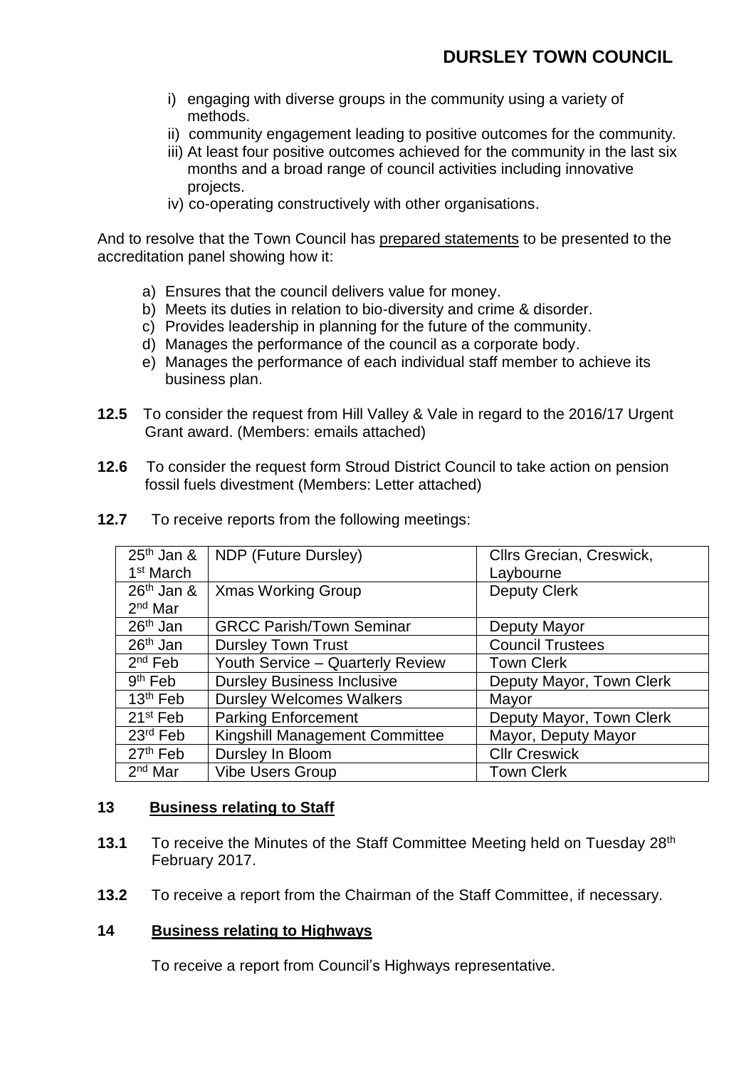i) engaging with diverse groups in the community using a variety of methods.
ii) community engagement leading to positive outcomes for the community.
iii) At least four positive outcomes achieved for the community in the last six months and a broad range of council activities including innovative projects.
iv) co-operating constructively with other organisations.

And to resolve that the Town Council has prepared statements to be presented to the accreditation panel showing how it:

a) Ensures that the council delivers value for money.
b) Meets its duties in relation to bio-diversity and crime & disorder.
c) Provides leadership in planning for the future of the community.
d) Manages the performance of the council as a corporate body.
e) Manages the performance of each individual staff member to achieve its business plan.

**12.5** To consider the request from Hill Valley & Vale in regard to the 2016/17 Urgent Grant award. (Members: emails attached)

**12.6** To consider the request form Stroud District Council to take action on pension fossil fuels divestment (Members: Letter attached)

**12.7** To receive reports from the following meetings:

| Date | Meeting | Attendees |
|---|---|---|
| 25th Jan & 1st March | NDP (Future Dursley) | Cllrs Grecian, Creswick, Laybourne |
| 26th Jan & 2nd Mar | Xmas Working Group | Deputy Clerk |
| 26th Jan | GRCC Parish/Town Seminar | Deputy Mayor |
| 26th Jan | Dursley Town Trust | Council Trustees |
| 2nd Feb | Youth Service – Quarterly Review | Town Clerk |
| 9th Feb | Dursley Business Inclusive | Deputy Mayor, Town Clerk |
| 13th Feb | Dursley Welcomes Walkers | Mayor |
| 21st Feb | Parking Enforcement | Deputy Mayor, Town Clerk |
| 23rd Feb | Kingshill Management Committee | Mayor, Deputy Mayor |
| 27th Feb | Dursley In Bloom | Cllr Creswick |
| 2nd Mar | Vibe Users Group | Town Clerk |

## 13 Business relating to Staff

**13.1** To receive the Minutes of the Staff Committee Meeting held on Tuesday 28th February 2017.

**13.2** To receive a report from the Chairman of the Staff Committee, if necessary.

## 14 Business relating to Highways

To receive a report from Council's Highways representative.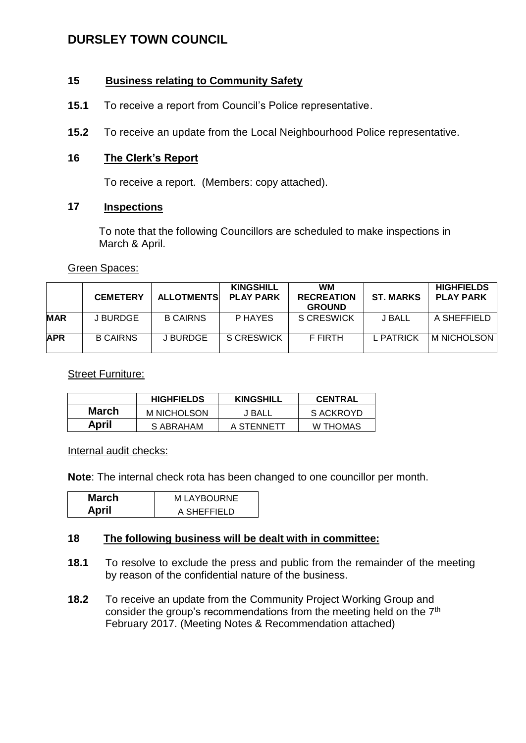# DURSLEY TOWN COUNCIL

## 15 Business relating to Community Safety

**15.1** To receive a report from Council's Police representative.

**15.2** To receive an update from the Local Neighbourhood Police representative.

## 16 The Clerk's Report

To receive a report. (Members: copy attached).

## 17 Inspections

To note that the following Councillors are scheduled to make inspections in March & April.

Green Spaces:

| | CEMETERY | ALLOTMENTS | KINGSHILL PLAY PARK | WM RECREATION GROUND | ST. MARKS | HIGHFIELDS PLAY PARK |
|---|---|---|---|---|---|---|
| **MAR** | J BURDGE | B CAIRNS | P HAYES | S CRESWICK | J BALL | A SHEFFIELD |
| **APR** | B CAIRNS | J BURDGE | S CRESWICK | F FIRTH | L PATRICK | M NICHOLSON |

Street Furniture:

| | HIGHFIELDS | KINGSHILL | CENTRAL |
|---|---|---|---|
| **March** | M NICHOLSON | J BALL | S ACKROYD |
| **April** | S ABRAHAM | A STENNETT | W THOMAS |

Internal audit checks:

**Note**: The internal check rota has been changed to one councillor per month.

| | |
|---|---|
| **March** | M LAYBOURNE |
| **April** | A SHEFFIELD |

## 18 The following business will be dealt with in committee:

**18.1** To resolve to exclude the press and public from the remainder of the meeting by reason of the confidential nature of the business.

**18.2** To receive an update from the Community Project Working Group and consider the group's recommendations from the meeting held on the 7th February 2017. (Meeting Notes & Recommendation attached)